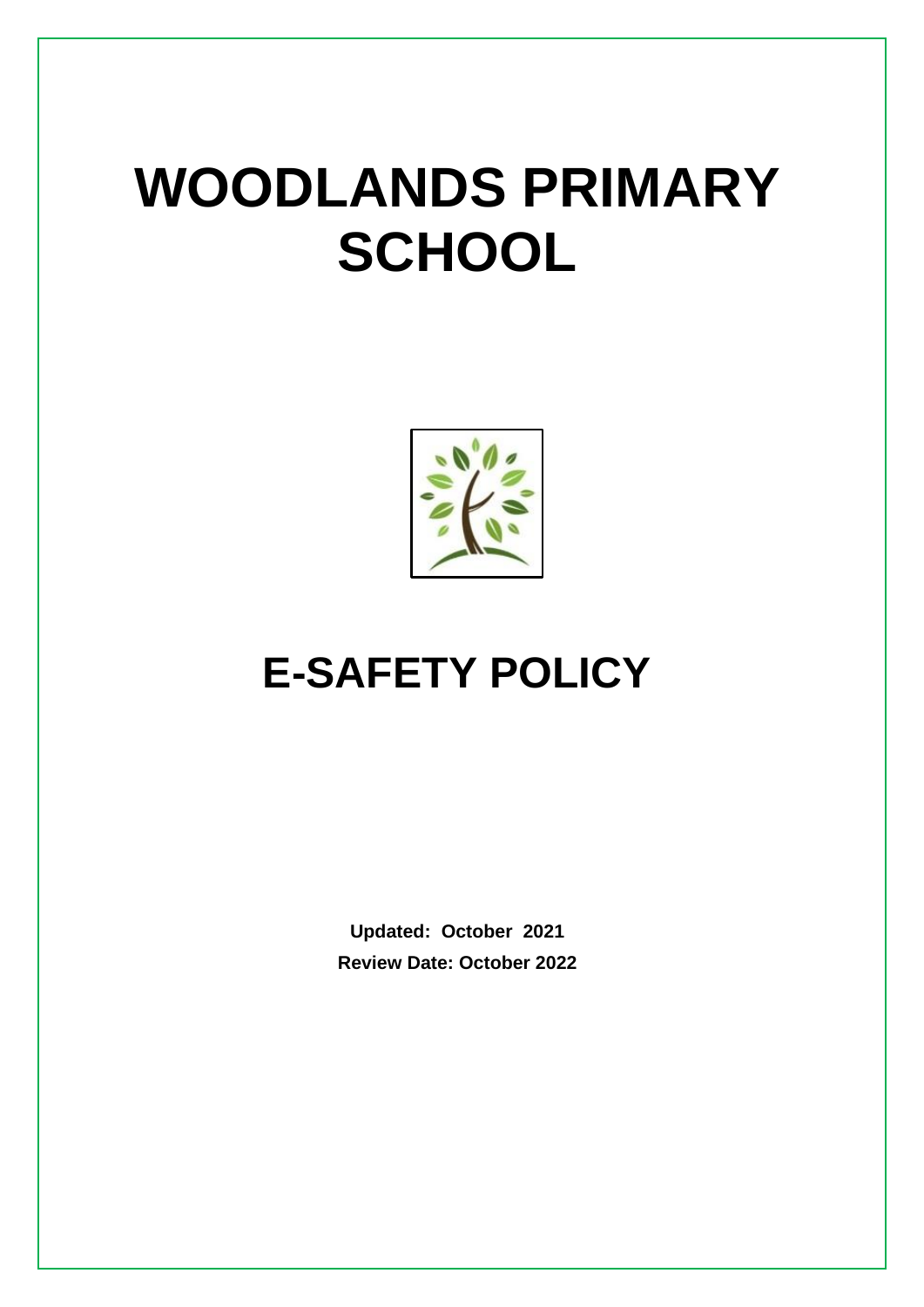# WOODLANDS PRIMARY SCHOOL

# E-SAFETY POLICY

**Updated: October 2021**

**Review Date: October 2022**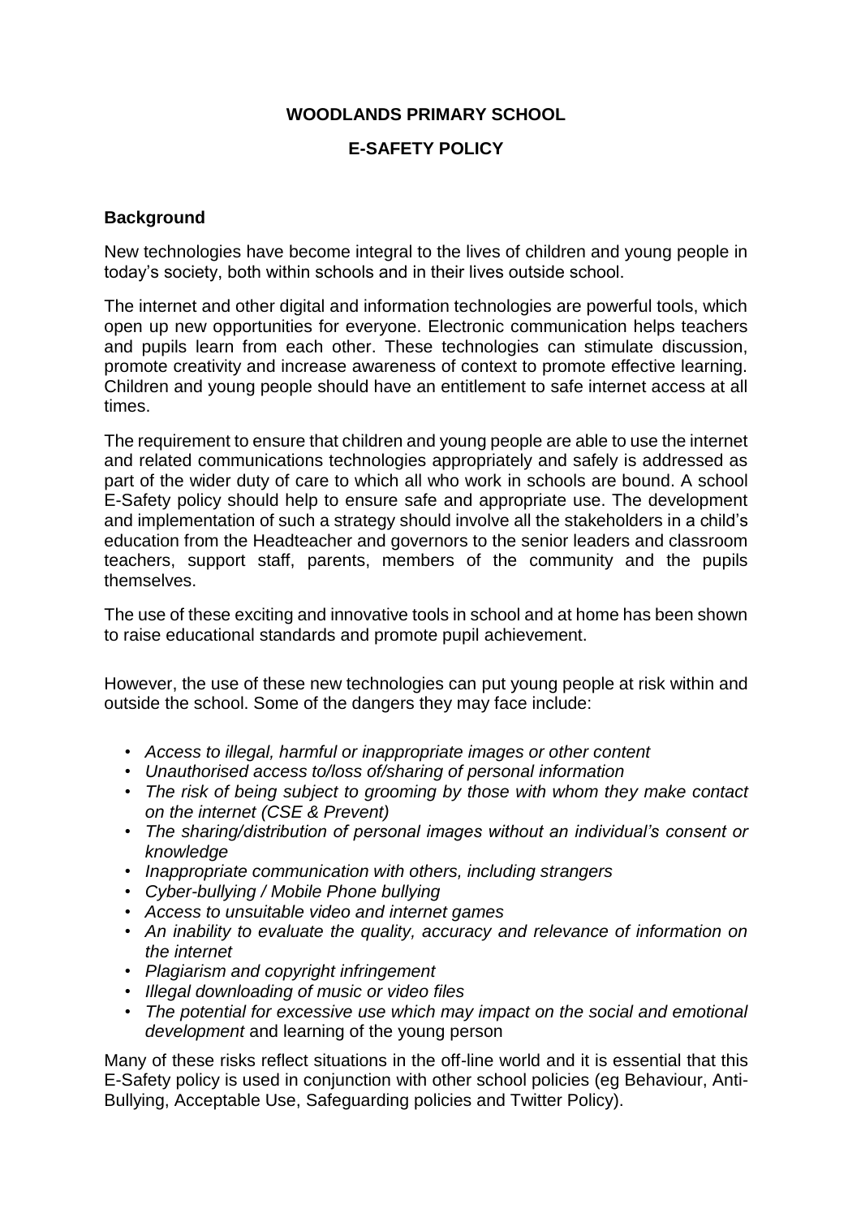**WOODLANDS PRIMARY SCHOOL**

**E-SAFETY POLICY**

**Background**

New technologies have become integral to the lives of children and young people in today's society, both within schools and in their lives outside school.

The internet and other digital and information technologies are powerful tools, which open up new opportunities for everyone. Electronic communication helps teachers and pupils learn from each other. These technologies can stimulate discussion, promote creativity and increase awareness of context to promote effective learning. Children and young people should have an entitlement to safe internet access at all times.

The requirement to ensure that children and young people are able to use the internet and related communications technologies appropriately and safely is addressed as part of the wider duty of care to which all who work in schools are bound. A school E-Safety policy should help to ensure safe and appropriate use. The development and implementation of such a strategy should involve all the stakeholders in a child's education from the Headteacher and governors to the senior leaders and classroom teachers, support staff, parents, members of the community and the pupils themselves.

The use of these exciting and innovative tools in school and at home has been shown to raise educational standards and promote pupil achievement.

However, the use of these new technologies can put young people at risk within and outside the school. Some of the dangers they may face include:

- *Access to illegal, harmful or inappropriate images or other content*
- *Unauthorised access to/loss of/sharing of personal information*
- *The risk of being subject to grooming by those with whom they make contact on the internet (CSE & Prevent)*
- *The sharing/distribution of personal images without an individual's consent or knowledge*
- *Inappropriate communication with others, including strangers*
- *Cyber-bullying / Mobile Phone bullying*
- *Access to unsuitable video and internet games*
- *An inability to evaluate the quality, accuracy and relevance of information on the internet*
- *Plagiarism and copyright infringement*
- *Illegal downloading of music or video files*
- *The potential for excessive use which may impact on the social and emotional development* and learning of the young person

Many of these risks reflect situations in the off-line world and it is essential that this E-Safety policy is used in conjunction with other school policies (eg Behaviour, Anti-Bullying, Acceptable Use, Safeguarding policies and Twitter Policy).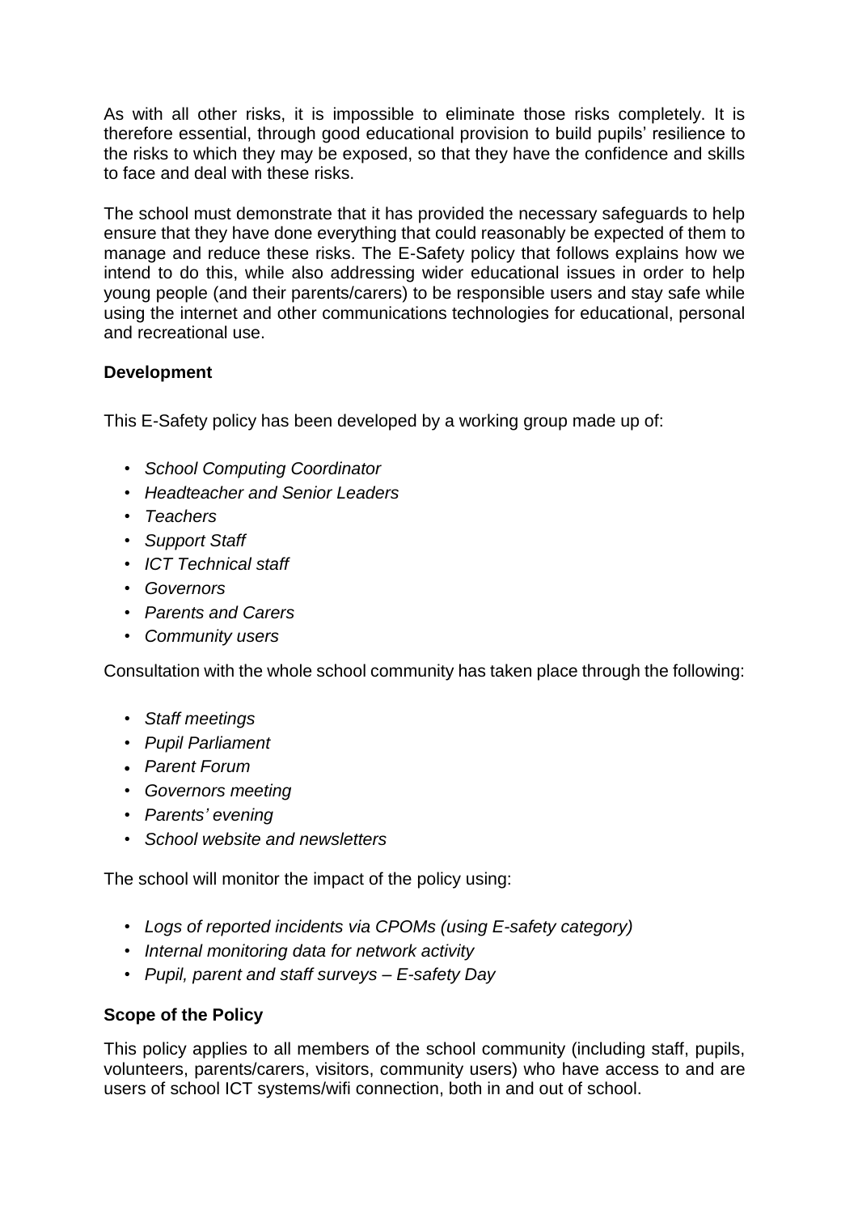As with all other risks, it is impossible to eliminate those risks completely. It is therefore essential, through good educational provision to build pupils' resilience to the risks to which they may be exposed, so that they have the confidence and skills to face and deal with these risks.

The school must demonstrate that it has provided the necessary safeguards to help ensure that they have done everything that could reasonably be expected of them to manage and reduce these risks. The E-Safety policy that follows explains how we intend to do this, while also addressing wider educational issues in order to help young people (and their parents/carers) to be responsible users and stay safe while using the internet and other communications technologies for educational, personal and recreational use.

**Development**

This E-Safety policy has been developed by a working group made up of:

- *School Computing Coordinator*
- *Headteacher and Senior Leaders*
- *Teachers*
- *Support Staff*
- *ICT Technical staff*
- *Governors*
- *Parents and Carers*
- *Community users*

Consultation with the whole school community has taken place through the following:

- *Staff meetings*
- *Pupil Parliament*
- *Parent Forum*
- *Governors meeting*
- *Parents' evening*
- *School website and newsletters*

The school will monitor the impact of the policy using:

- *Logs of reported incidents via CPOMs (using E-safety category)*
- *Internal monitoring data for network activity*
- *Pupil, parent and staff surveys – E-safety Day*

**Scope of the Policy**

This policy applies to all members of the school community (including staff, pupils, volunteers, parents/carers, visitors, community users) who have access to and are users of school ICT systems/wifi connection, both in and out of school.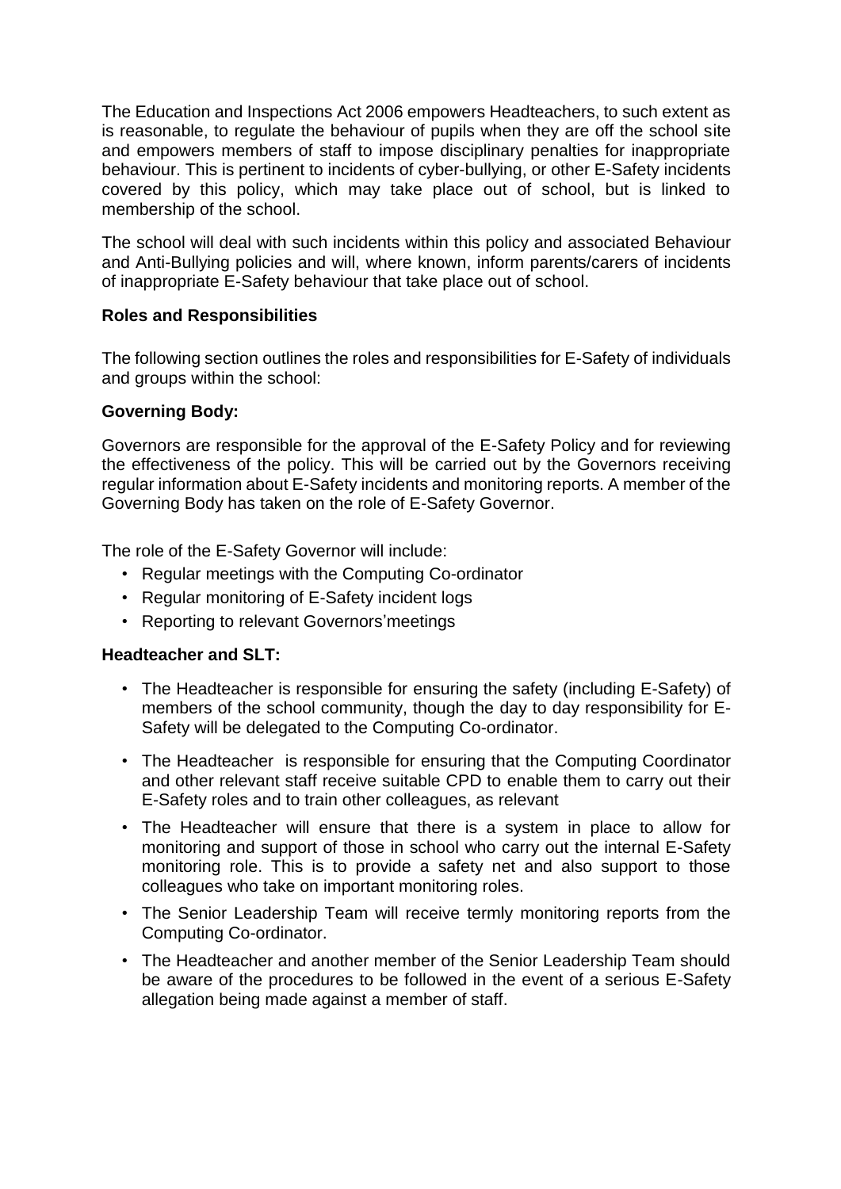The Education and Inspections Act 2006 empowers Headteachers, to such extent as is reasonable, to regulate the behaviour of pupils when they are off the school site and empowers members of staff to impose disciplinary penalties for inappropriate behaviour. This is pertinent to incidents of cyber-bullying, or other E-Safety incidents covered by this policy, which may take place out of school, but is linked to membership of the school.

The school will deal with such incidents within this policy and associated Behaviour and Anti-Bullying policies and will, where known, inform parents/carers of incidents of inappropriate E-Safety behaviour that take place out of school.

**Roles and Responsibilities**

The following section outlines the roles and responsibilities for E-Safety of individuals and groups within the school:

**Governing Body:**

Governors are responsible for the approval of the E-Safety Policy and for reviewing the effectiveness of the policy. This will be carried out by the Governors receiving regular information about E-Safety incidents and monitoring reports. A member of the Governing Body has taken on the role of E-Safety Governor.

The role of the E-Safety Governor will include:

- Regular meetings with the Computing Co-ordinator
- Regular monitoring of E-Safety incident logs
- Reporting to relevant Governors'meetings

**Headteacher and SLT:**

- The Headteacher is responsible for ensuring the safety (including E-Safety) of members of the school community, though the day to day responsibility for E-Safety will be delegated to the Computing Co-ordinator.
- The Headteacher is responsible for ensuring that the Computing Coordinator and other relevant staff receive suitable CPD to enable them to carry out their E-Safety roles and to train other colleagues, as relevant
- The Headteacher will ensure that there is a system in place to allow for monitoring and support of those in school who carry out the internal E-Safety monitoring role. This is to provide a safety net and also support to those colleagues who take on important monitoring roles.
- The Senior Leadership Team will receive termly monitoring reports from the Computing Co-ordinator.
- The Headteacher and another member of the Senior Leadership Team should be aware of the procedures to be followed in the event of a serious E-Safety allegation being made against a member of staff.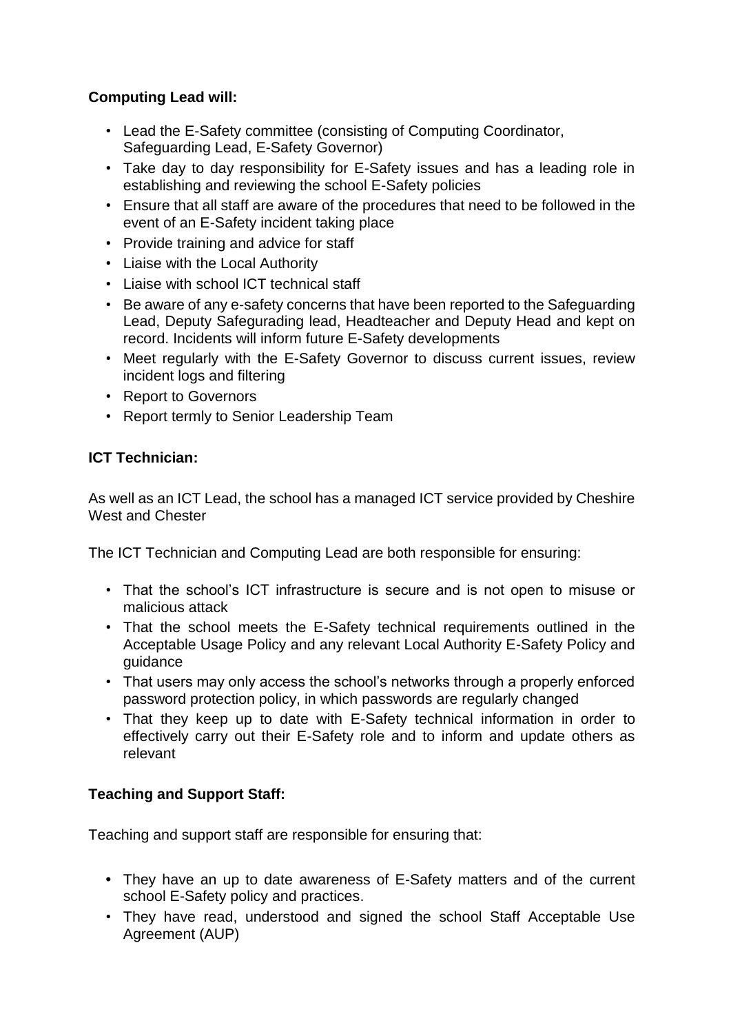**Computing Lead will:**

- Lead the E-Safety committee (consisting of Computing Coordinator, Safeguarding Lead, E-Safety Governor)
- Take day to day responsibility for E-Safety issues and has a leading role in establishing and reviewing the school E-Safety policies
- Ensure that all staff are aware of the procedures that need to be followed in the event of an E-Safety incident taking place
- Provide training and advice for staff
- Liaise with the Local Authority
- Liaise with school ICT technical staff
- Be aware of any e-safety concerns that have been reported to the Safeguarding Lead, Deputy Safegurading lead, Headteacher and Deputy Head and kept on record. Incidents will inform future E-Safety developments
- Meet regularly with the E-Safety Governor to discuss current issues, review incident logs and filtering
- Report to Governors
- Report termly to Senior Leadership Team

**ICT Technician:**

As well as an ICT Lead, the school has a managed ICT service provided by Cheshire West and Chester

The ICT Technician and Computing Lead are both responsible for ensuring:

- That the school's ICT infrastructure is secure and is not open to misuse or malicious attack
- That the school meets the E-Safety technical requirements outlined in the Acceptable Usage Policy and any relevant Local Authority E-Safety Policy and guidance
- That users may only access the school's networks through a properly enforced password protection policy, in which passwords are regularly changed
- That they keep up to date with E-Safety technical information in order to effectively carry out their E-Safety role and to inform and update others as relevant

**Teaching and Support Staff:**

Teaching and support staff are responsible for ensuring that:

- They have an up to date awareness of E-Safety matters and of the current school E-Safety policy and practices.
- They have read, understood and signed the school Staff Acceptable Use Agreement (AUP)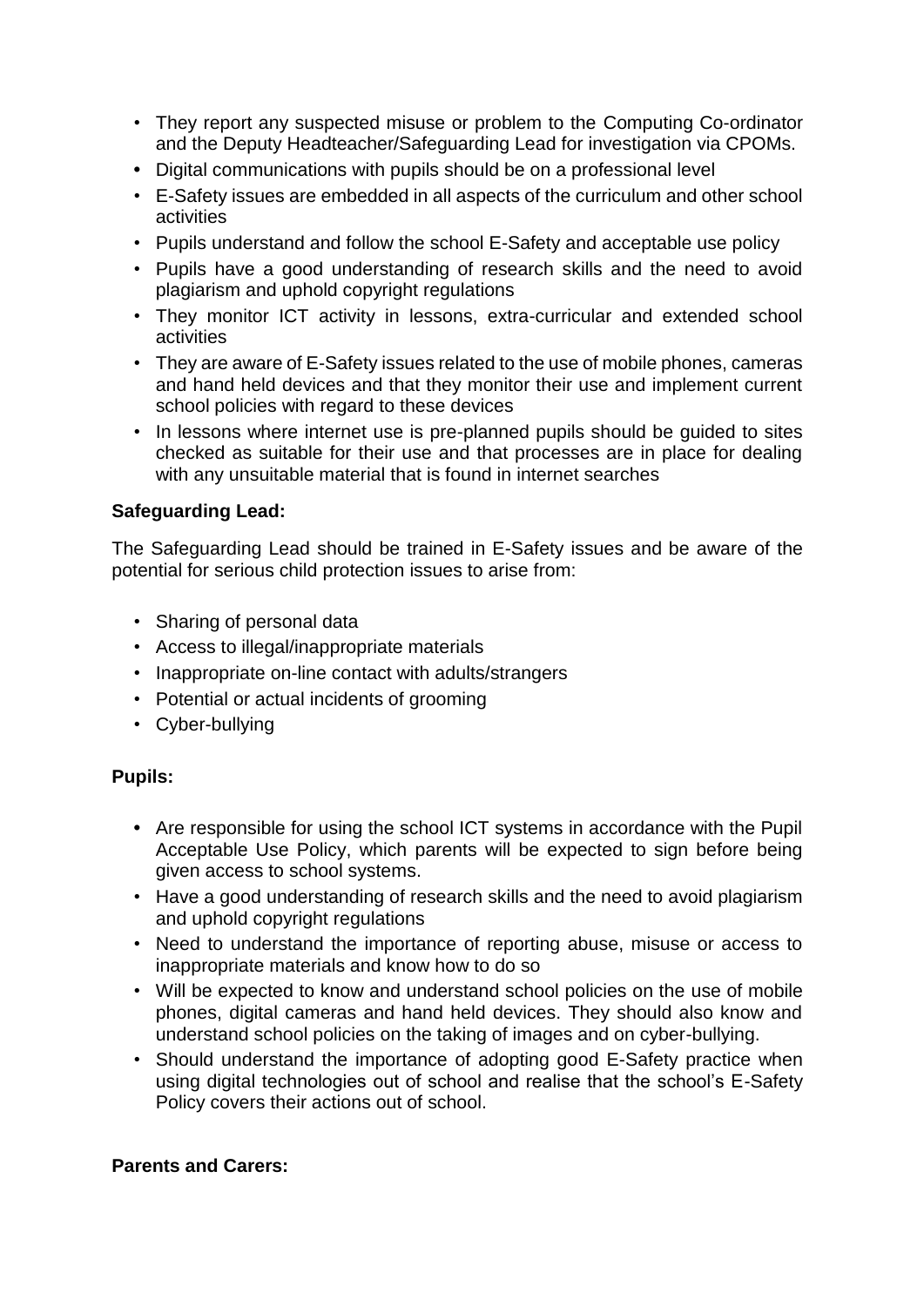- They report any suspected misuse or problem to the Computing Co-ordinator and the Deputy Headteacher/Safeguarding Lead for investigation via CPOMs.
- Digital communications with pupils should be on a professional level
- E-Safety issues are embedded in all aspects of the curriculum and other school activities
- Pupils understand and follow the school E-Safety and acceptable use policy
- Pupils have a good understanding of research skills and the need to avoid plagiarism and uphold copyright regulations
- They monitor ICT activity in lessons, extra-curricular and extended school activities
- They are aware of E-Safety issues related to the use of mobile phones, cameras and hand held devices and that they monitor their use and implement current school policies with regard to these devices
- In lessons where internet use is pre-planned pupils should be guided to sites checked as suitable for their use and that processes are in place for dealing with any unsuitable material that is found in internet searches

**Safeguarding Lead:**

The Safeguarding Lead should be trained in E-Safety issues and be aware of the potential for serious child protection issues to arise from:

- Sharing of personal data
- Access to illegal/inappropriate materials
- Inappropriate on-line contact with adults/strangers
- Potential or actual incidents of grooming
- Cyber-bullying

**Pupils:**

- Are responsible for using the school ICT systems in accordance with the Pupil Acceptable Use Policy, which parents will be expected to sign before being given access to school systems.
- Have a good understanding of research skills and the need to avoid plagiarism and uphold copyright regulations
- Need to understand the importance of reporting abuse, misuse or access to inappropriate materials and know how to do so
- Will be expected to know and understand school policies on the use of mobile phones, digital cameras and hand held devices. They should also know and understand school policies on the taking of images and on cyber-bullying.
- Should understand the importance of adopting good E-Safety practice when using digital technologies out of school and realise that the school's E-Safety Policy covers their actions out of school.

**Parents and Carers:**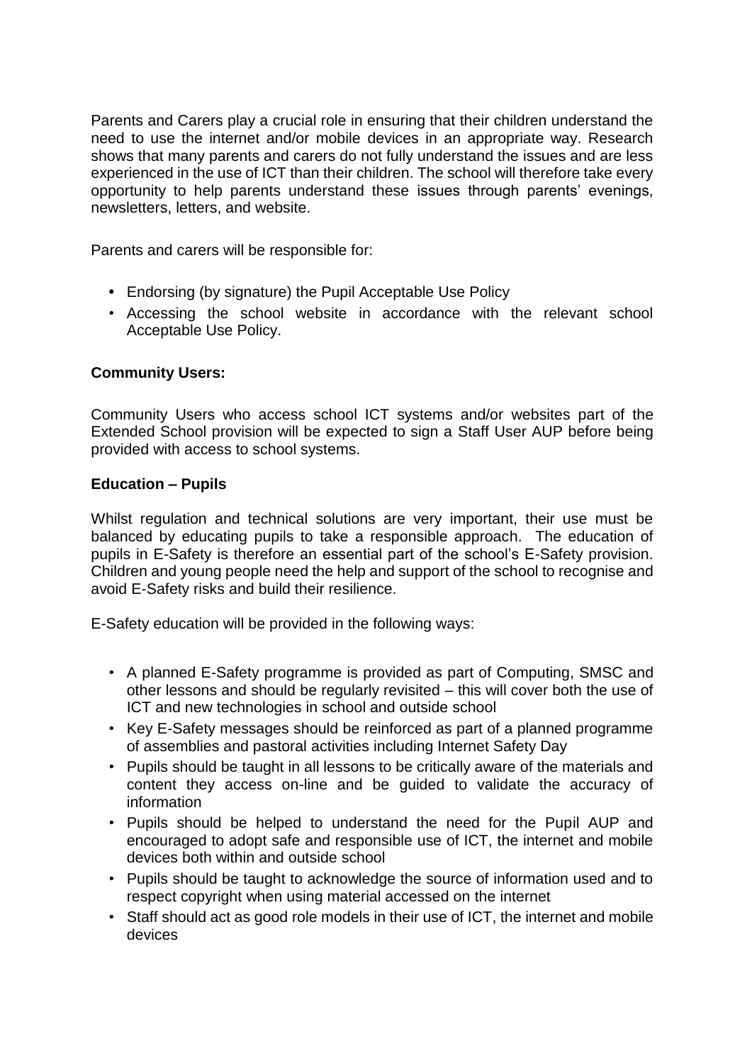Parents and Carers play a crucial role in ensuring that their children understand the need to use the internet and/or mobile devices in an appropriate way. Research shows that many parents and carers do not fully understand the issues and are less experienced in the use of ICT than their children. The school will therefore take every opportunity to help parents understand these issues through parents' evenings, newsletters, letters, and website.

Parents and carers will be responsible for:

- Endorsing (by signature) the Pupil Acceptable Use Policy
- Accessing the school website in accordance with the relevant school Acceptable Use Policy.

**Community Users:**

Community Users who access school ICT systems and/or websites part of the Extended School provision will be expected to sign a Staff User AUP before being provided with access to school systems.

**Education – Pupils**

Whilst regulation and technical solutions are very important, their use must be balanced by educating pupils to take a responsible approach. The education of pupils in E-Safety is therefore an essential part of the school's E-Safety provision. Children and young people need the help and support of the school to recognise and avoid E-Safety risks and build their resilience.

E-Safety education will be provided in the following ways:

- A planned E-Safety programme is provided as part of Computing, SMSC and other lessons and should be regularly revisited – this will cover both the use of ICT and new technologies in school and outside school
- Key E-Safety messages should be reinforced as part of a planned programme of assemblies and pastoral activities including Internet Safety Day
- Pupils should be taught in all lessons to be critically aware of the materials and content they access on-line and be guided to validate the accuracy of information
- Pupils should be helped to understand the need for the Pupil AUP and encouraged to adopt safe and responsible use of ICT, the internet and mobile devices both within and outside school
- Pupils should be taught to acknowledge the source of information used and to respect copyright when using material accessed on the internet
- Staff should act as good role models in their use of ICT, the internet and mobile devices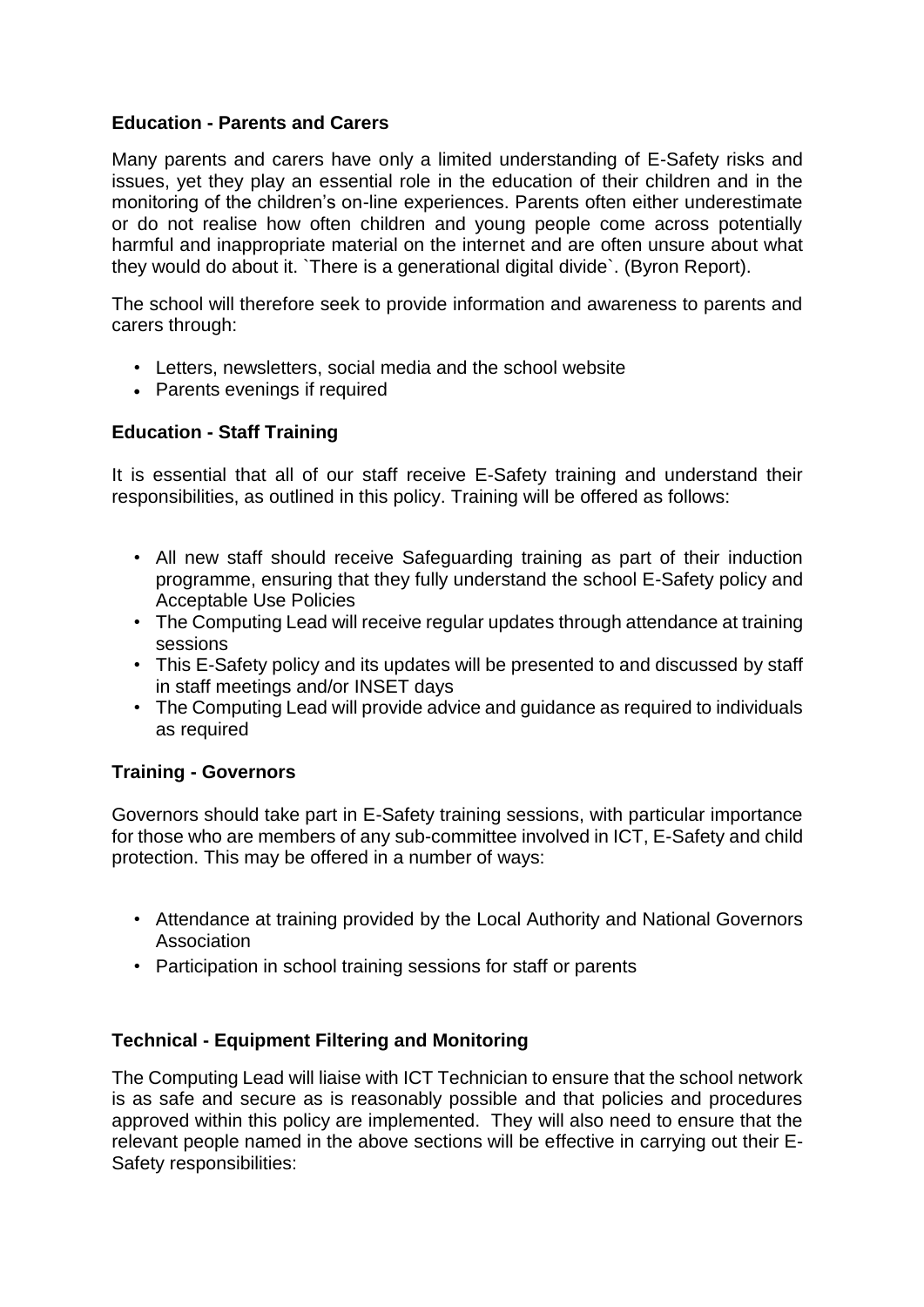**Education - Parents and Carers**

Many parents and carers have only a limited understanding of E-Safety risks and issues, yet they play an essential role in the education of their children and in the monitoring of the children's on-line experiences. Parents often either underestimate or do not realise how often children and young people come across potentially harmful and inappropriate material on the internet and are often unsure about what they would do about it. `There is a generational digital divide`. (Byron Report).

The school will therefore seek to provide information and awareness to parents and carers through:

- Letters, newsletters, social media and the school website
- Parents evenings if required

**Education - Staff Training**

It is essential that all of our staff receive E-Safety training and understand their responsibilities, as outlined in this policy. Training will be offered as follows:

- All new staff should receive Safeguarding training as part of their induction programme, ensuring that they fully understand the school E-Safety policy and Acceptable Use Policies
- The Computing Lead will receive regular updates through attendance at training sessions
- This E-Safety policy and its updates will be presented to and discussed by staff in staff meetings and/or INSET days
- The Computing Lead will provide advice and guidance as required to individuals as required

**Training - Governors**

Governors should take part in E-Safety training sessions, with particular importance for those who are members of any sub-committee involved in ICT, E-Safety and child protection. This may be offered in a number of ways:

- Attendance at training provided by the Local Authority and National Governors Association
- Participation in school training sessions for staff or parents

**Technical - Equipment Filtering and Monitoring**

The Computing Lead will liaise with ICT Technician to ensure that the school network is as safe and secure as is reasonably possible and that policies and procedures approved within this policy are implemented. They will also need to ensure that the relevant people named in the above sections will be effective in carrying out their E-Safety responsibilities: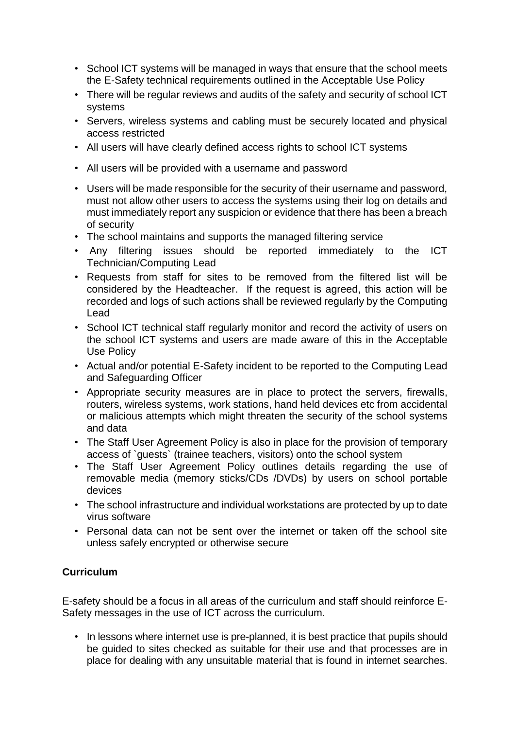- School ICT systems will be managed in ways that ensure that the school meets the E-Safety technical requirements outlined in the Acceptable Use Policy
- There will be regular reviews and audits of the safety and security of school ICT systems
- Servers, wireless systems and cabling must be securely located and physical access restricted
- All users will have clearly defined access rights to school ICT systems
- All users will be provided with a username and password
- Users will be made responsible for the security of their username and password, must not allow other users to access the systems using their log on details and must immediately report any suspicion or evidence that there has been a breach of security
- The school maintains and supports the managed filtering service
- Any filtering issues should be reported immediately to the ICT Technician/Computing Lead
- Requests from staff for sites to be removed from the filtered list will be considered by the Headteacher. If the request is agreed, this action will be recorded and logs of such actions shall be reviewed regularly by the Computing Lead
- School ICT technical staff regularly monitor and record the activity of users on the school ICT systems and users are made aware of this in the Acceptable Use Policy
- Actual and/or potential E-Safety incident to be reported to the Computing Lead and Safeguarding Officer
- Appropriate security measures are in place to protect the servers, firewalls, routers, wireless systems, work stations, hand held devices etc from accidental or malicious attempts which might threaten the security of the school systems and data
- The Staff User Agreement Policy is also in place for the provision of temporary access of `guests` (trainee teachers, visitors) onto the school system
- The Staff User Agreement Policy outlines details regarding the use of removable media (memory sticks/CDs /DVDs) by users on school portable devices
- The school infrastructure and individual workstations are protected by up to date virus software
- Personal data can not be sent over the internet or taken off the school site unless safely encrypted or otherwise secure

**Curriculum**

E-safety should be a focus in all areas of the curriculum and staff should reinforce E-Safety messages in the use of ICT across the curriculum.

- In lessons where internet use is pre-planned, it is best practice that pupils should be guided to sites checked as suitable for their use and that processes are in place for dealing with any unsuitable material that is found in internet searches.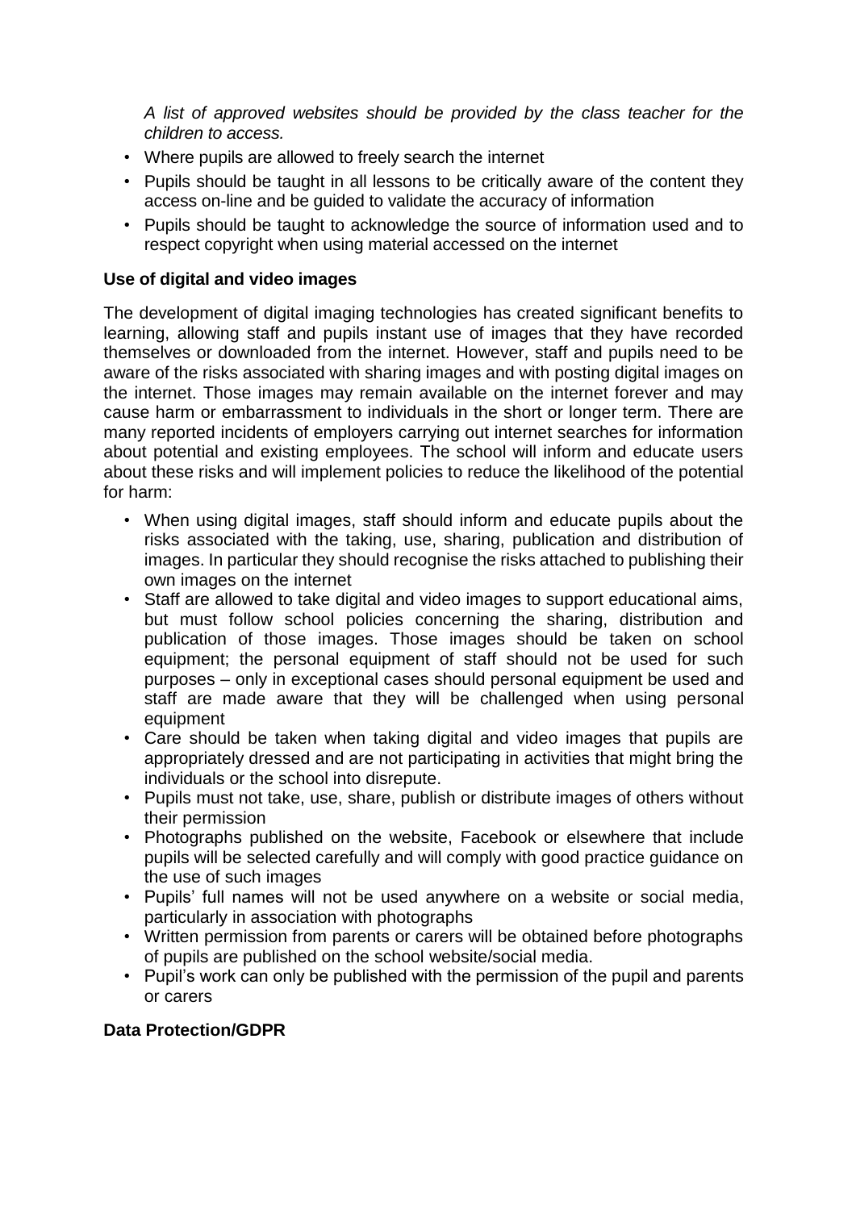*A list of approved websites should be provided by the class teacher for the children to access.*

- Where pupils are allowed to freely search the internet
- Pupils should be taught in all lessons to be critically aware of the content they access on-line and be guided to validate the accuracy of information
- Pupils should be taught to acknowledge the source of information used and to respect copyright when using material accessed on the internet

**Use of digital and video images**

The development of digital imaging technologies has created significant benefits to learning, allowing staff and pupils instant use of images that they have recorded themselves or downloaded from the internet. However, staff and pupils need to be aware of the risks associated with sharing images and with posting digital images on the internet. Those images may remain available on the internet forever and may cause harm or embarrassment to individuals in the short or longer term. There are many reported incidents of employers carrying out internet searches for information about potential and existing employees. The school will inform and educate users about these risks and will implement policies to reduce the likelihood of the potential for harm:

- When using digital images, staff should inform and educate pupils about the risks associated with the taking, use, sharing, publication and distribution of images. In particular they should recognise the risks attached to publishing their own images on the internet
- Staff are allowed to take digital and video images to support educational aims, but must follow school policies concerning the sharing, distribution and publication of those images. Those images should be taken on school equipment; the personal equipment of staff should not be used for such purposes – only in exceptional cases should personal equipment be used and staff are made aware that they will be challenged when using personal equipment
- Care should be taken when taking digital and video images that pupils are appropriately dressed and are not participating in activities that might bring the individuals or the school into disrepute.
- Pupils must not take, use, share, publish or distribute images of others without their permission
- Photographs published on the website, Facebook or elsewhere that include pupils will be selected carefully and will comply with good practice guidance on the use of such images
- Pupils' full names will not be used anywhere on a website or social media, particularly in association with photographs
- Written permission from parents or carers will be obtained before photographs of pupils are published on the school website/social media.
- Pupil's work can only be published with the permission of the pupil and parents or carers

**Data Protection/GDPR**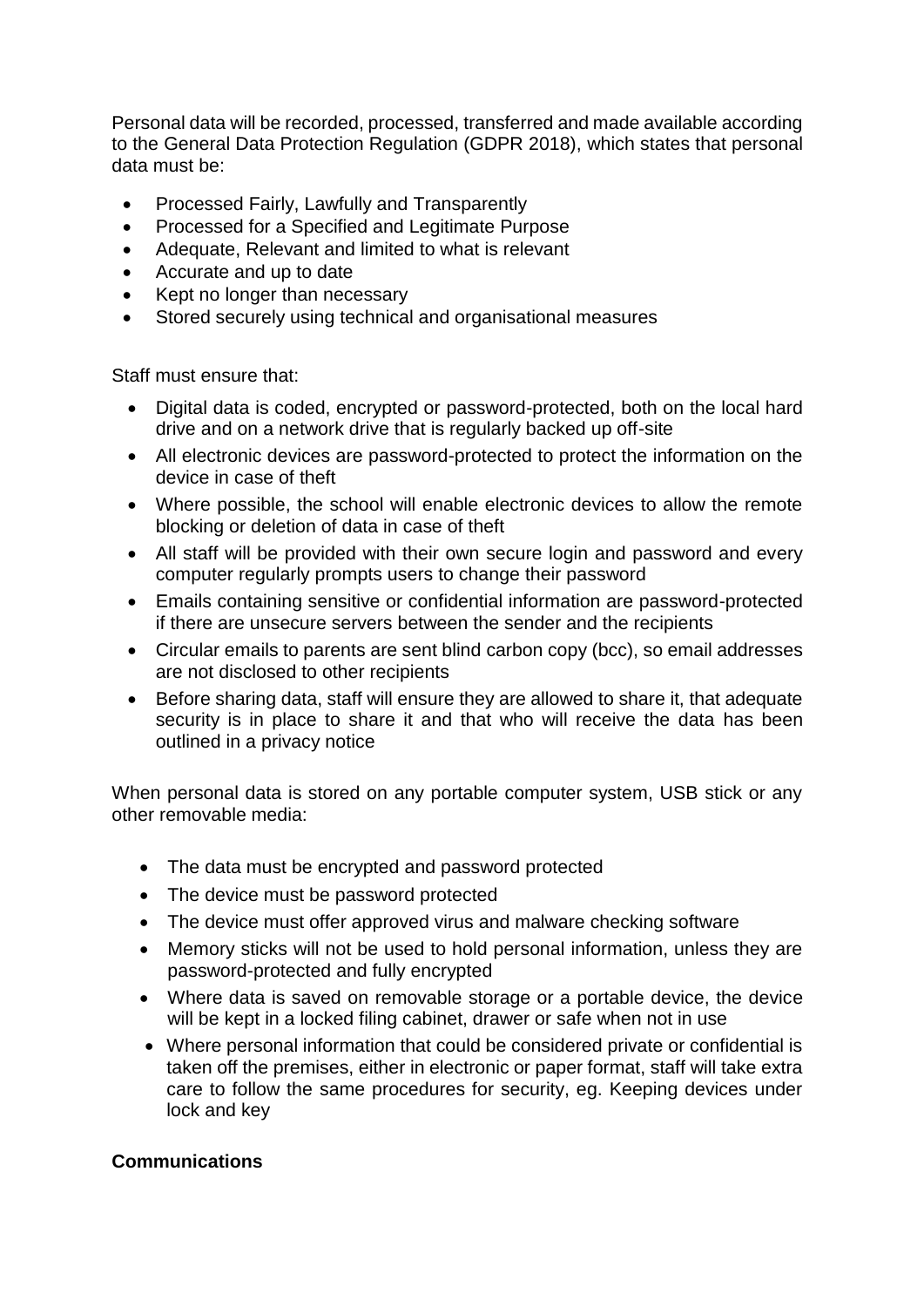Personal data will be recorded, processed, transferred and made available according to the General Data Protection Regulation (GDPR 2018), which states that personal data must be:

- Processed Fairly, Lawfully and Transparently
- Processed for a Specified and Legitimate Purpose
- Adequate, Relevant and limited to what is relevant
- Accurate and up to date
- Kept no longer than necessary
- Stored securely using technical and organisational measures

Staff must ensure that:

- Digital data is coded, encrypted or password-protected, both on the local hard drive and on a network drive that is regularly backed up off-site
- All electronic devices are password-protected to protect the information on the device in case of theft
- Where possible, the school will enable electronic devices to allow the remote blocking or deletion of data in case of theft
- All staff will be provided with their own secure login and password and every computer regularly prompts users to change their password
- Emails containing sensitive or confidential information are password-protected if there are unsecure servers between the sender and the recipients
- Circular emails to parents are sent blind carbon copy (bcc), so email addresses are not disclosed to other recipients
- Before sharing data, staff will ensure they are allowed to share it, that adequate security is in place to share it and that who will receive the data has been outlined in a privacy notice

When personal data is stored on any portable computer system, USB stick or any other removable media:

- The data must be encrypted and password protected
- The device must be password protected
- The device must offer approved virus and malware checking software
- Memory sticks will not be used to hold personal information, unless they are password-protected and fully encrypted
- Where data is saved on removable storage or a portable device, the device will be kept in a locked filing cabinet, drawer or safe when not in use
- Where personal information that could be considered private or confidential is taken off the premises, either in electronic or paper format, staff will take extra care to follow the same procedures for security, eg. Keeping devices under lock and key

**Communications**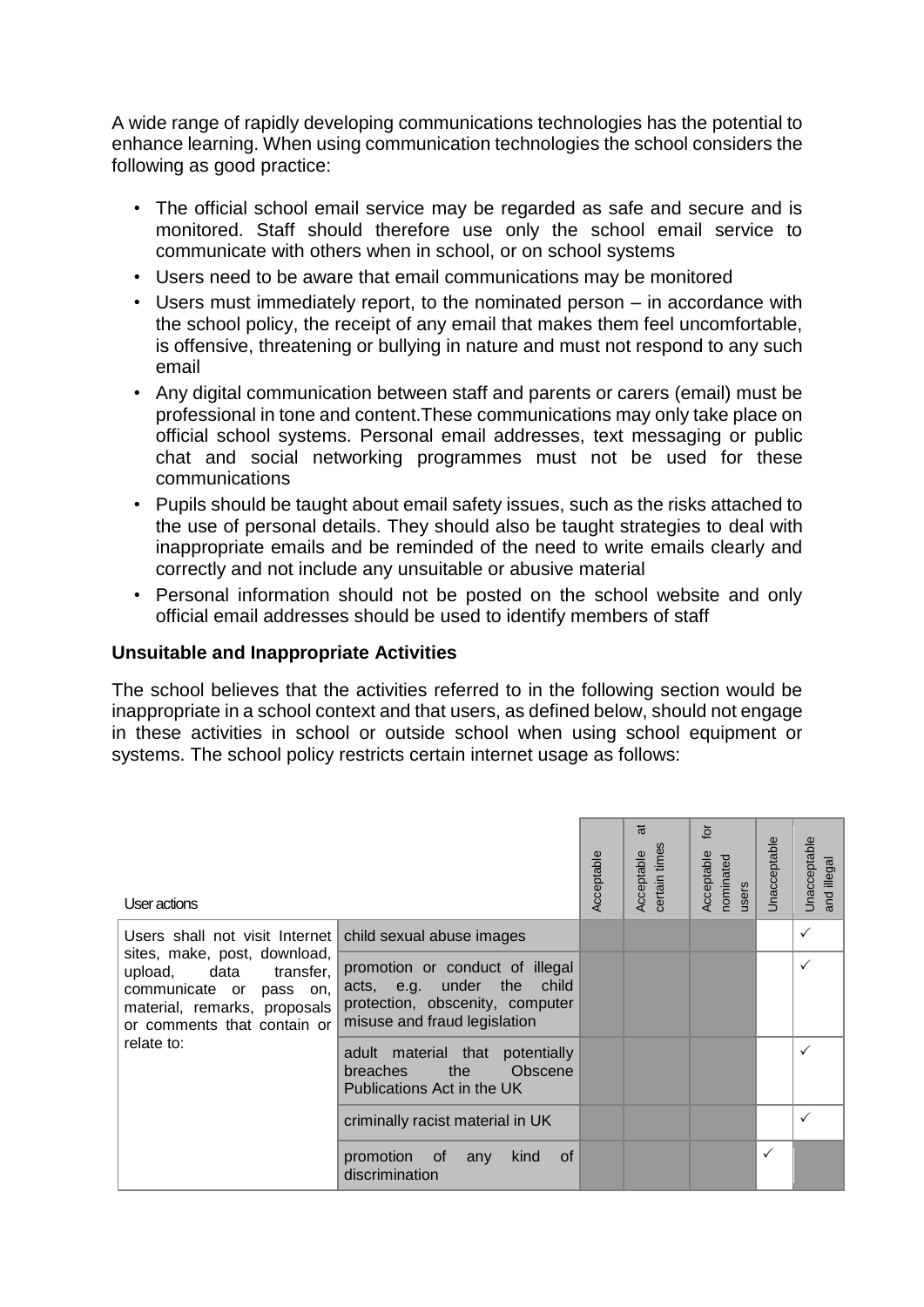A wide range of rapidly developing communications technologies has the potential to enhance learning. When using communication technologies the school considers the following as good practice:

- The official school email service may be regarded as safe and secure and is monitored. Staff should therefore use only the school email service to communicate with others when in school, or on school systems
- Users need to be aware that email communications may be monitored
- Users must immediately report, to the nominated person – in accordance with the school policy, the receipt of any email that makes them feel uncomfortable, is offensive, threatening or bullying in nature and must not respond to any such email
- Any digital communication between staff and parents or carers (email) must be professional in tone and content.These communications may only take place on official school systems. Personal email addresses, text messaging or public chat and social networking programmes must not be used for these communications
- Pupils should be taught about email safety issues, such as the risks attached to the use of personal details. They should also be taught strategies to deal with inappropriate emails and be reminded of the need to write emails clearly and correctly and not include any unsuitable or abusive material
- Personal information should not be posted on the school website and only official email addresses should be used to identify members of staff

### Unsuitable and Inappropriate Activities

The school believes that the activities referred to in the following section would be inappropriate in a school context and that users, as defined below, should not engage in these activities in school or outside school when using school equipment or systems. The school policy restricts certain internet usage as follows:

| User actions | | Acceptable | Acceptable at certain times | Acceptable for nominated users | Unacceptable | Unacceptable and illegal |
|---|---|---|---|---|---|---|
| Users shall not visit Internet sites, make, post, download, upload, data transfer, communicate or pass on, material, remarks, proposals or comments that contain or relate to: | child sexual abuse images | | | | | ✓ |
| | promotion or conduct of illegal acts, e.g. under the child protection, obscenity, computer misuse and fraud legislation | | | | | ✓ |
| | adult material that potentially breaches the Obscene Publications Act in the UK | | | | | ✓ |
| | criminally racist material in UK | | | | | ✓ |
| | promotion of any kind of discrimination | | | | ✓ | |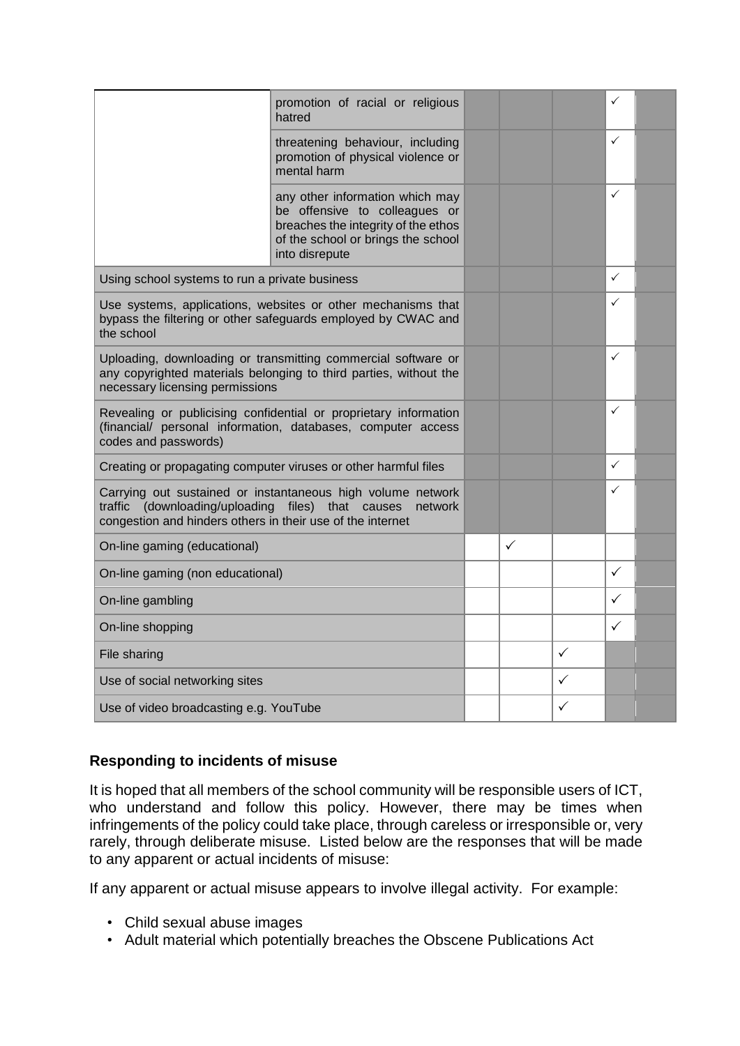| | | | | | | |
|---|---|---|---|---|---|---|
| | promotion of racial or religious hatred | | | | ✓ | |
| | threatening behaviour, including promotion of physical violence or mental harm | | | | ✓ | |
| | any other information which may be offensive to colleagues or breaches the integrity of the ethos of the school or brings the school into disrepute | | | | ✓ | |
| Using school systems to run a private business | | | | | ✓ | |
| Use systems, applications, websites or other mechanisms that bypass the filtering or other safeguards employed by CWAC and the school | | | | | ✓ | |
| Uploading, downloading or transmitting commercial software or any copyrighted materials belonging to third parties, without the necessary licensing permissions | | | | | ✓ | |
| Revealing or publicising confidential or proprietary information (financial/ personal information, databases, computer access codes and passwords) | | | | | ✓ | |
| Creating or propagating computer viruses or other harmful files | | | | | ✓ | |
| Carrying out sustained or instantaneous high volume network traffic (downloading/uploading files) that causes network congestion and hinders others in their use of the internet | | | | | ✓ | |
| On-line gaming (educational) | | | ✓ | | | |
| On-line gaming (non educational) | | | | | ✓ | |
| On-line gambling | | | | | ✓ | |
| On-line shopping | | | | | ✓ | |
| File sharing | | | | ✓ | | |
| Use of social networking sites | | | | ✓ | | |
| Use of video broadcasting e.g. YouTube | | | | ✓ | | |

### Responding to incidents of misuse

It is hoped that all members of the school community will be responsible users of ICT, who understand and follow this policy. However, there may be times when infringements of the policy could take place, through careless or irresponsible or, very rarely, through deliberate misuse. Listed below are the responses that will be made to any apparent or actual incidents of misuse:

If any apparent or actual misuse appears to involve illegal activity. For example:

- Child sexual abuse images
- Adult material which potentially breaches the Obscene Publications Act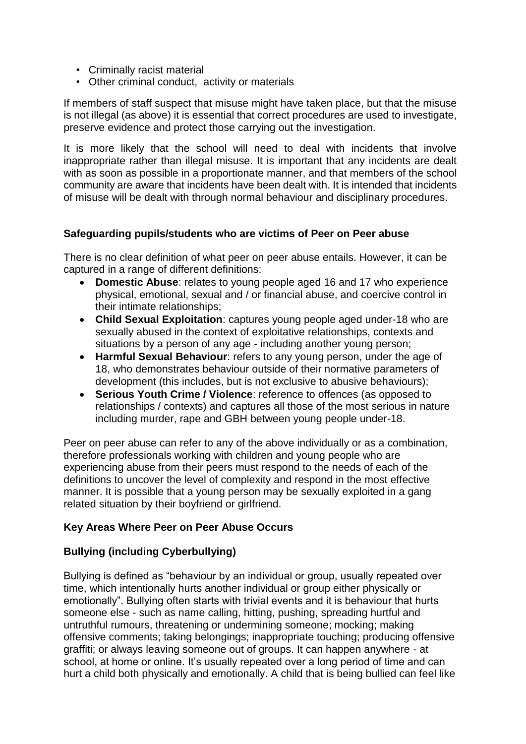- Criminally racist material
- Other criminal conduct, activity or materials

If members of staff suspect that misuse might have taken place, but that the misuse is not illegal (as above) it is essential that correct procedures are used to investigate, preserve evidence and protect those carrying out the investigation.

It is more likely that the school will need to deal with incidents that involve inappropriate rather than illegal misuse. It is important that any incidents are dealt with as soon as possible in a proportionate manner, and that members of the school community are aware that incidents have been dealt with. It is intended that incidents of misuse will be dealt with through normal behaviour and disciplinary procedures.

**Safeguarding pupils/students who are victims of Peer on Peer abuse**

There is no clear definition of what peer on peer abuse entails. However, it can be captured in a range of different definitions:

- **Domestic Abuse**: relates to young people aged 16 and 17 who experience physical, emotional, sexual and / or financial abuse, and coercive control in their intimate relationships;
- **Child Sexual Exploitation**: captures young people aged under-18 who are sexually abused in the context of exploitative relationships, contexts and situations by a person of any age - including another young person;
- **Harmful Sexual Behaviour**: refers to any young person, under the age of 18, who demonstrates behaviour outside of their normative parameters of development (this includes, but is not exclusive to abusive behaviours);
- **Serious Youth Crime / Violence**: reference to offences (as opposed to relationships / contexts) and captures all those of the most serious in nature including murder, rape and GBH between young people under-18.

Peer on peer abuse can refer to any of the above individually or as a combination, therefore professionals working with children and young people who are experiencing abuse from their peers must respond to the needs of each of the definitions to uncover the level of complexity and respond in the most effective manner. It is possible that a young person may be sexually exploited in a gang related situation by their boyfriend or girlfriend.

**Key Areas Where Peer on Peer Abuse Occurs**

**Bullying (including Cyberbullying)**

Bullying is defined as "behaviour by an individual or group, usually repeated over time, which intentionally hurts another individual or group either physically or emotionally". Bullying often starts with trivial events and it is behaviour that hurts someone else - such as name calling, hitting, pushing, spreading hurtful and untruthful rumours, threatening or undermining someone; mocking; making offensive comments; taking belongings; inappropriate touching; producing offensive graffiti; or always leaving someone out of groups. It can happen anywhere - at school, at home or online. It's usually repeated over a long period of time and can hurt a child both physically and emotionally. A child that is being bullied can feel like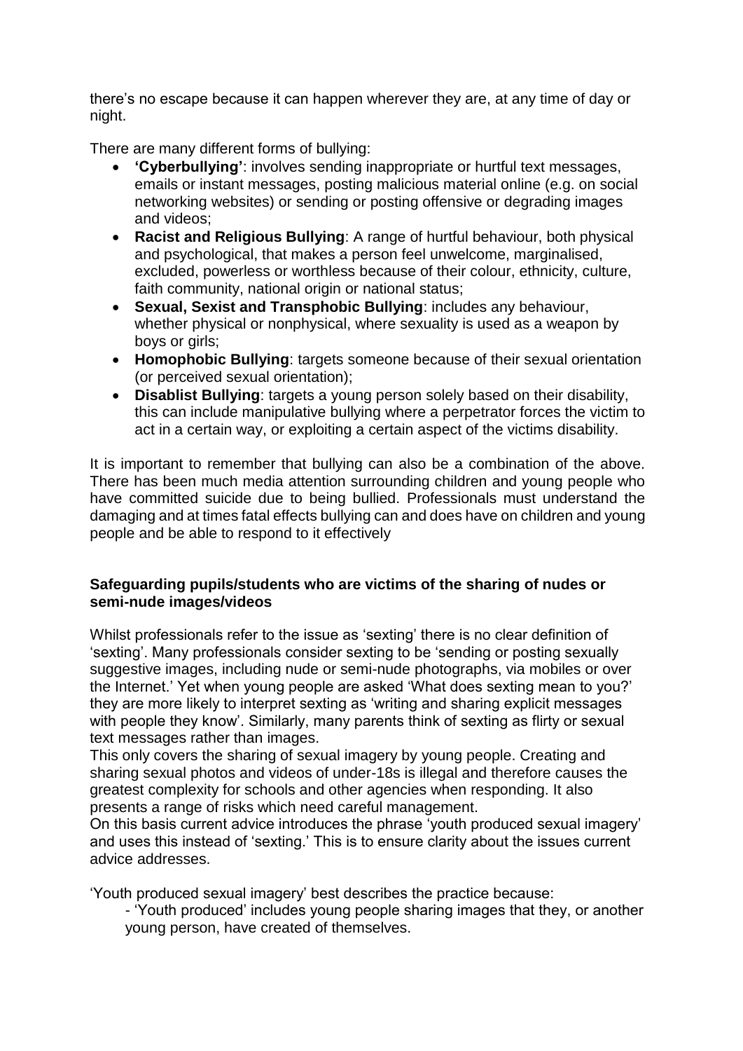there's no escape because it can happen wherever they are, at any time of day or night.

There are many different forms of bullying:

- **'Cyberbullying'**: involves sending inappropriate or hurtful text messages, emails or instant messages, posting malicious material online (e.g. on social networking websites) or sending or posting offensive or degrading images and videos;
- **Racist and Religious Bullying**: A range of hurtful behaviour, both physical and psychological, that makes a person feel unwelcome, marginalised, excluded, powerless or worthless because of their colour, ethnicity, culture, faith community, national origin or national status;
- **Sexual, Sexist and Transphobic Bullying**: includes any behaviour, whether physical or nonphysical, where sexuality is used as a weapon by boys or girls;
- **Homophobic Bullying**: targets someone because of their sexual orientation (or perceived sexual orientation);
- **Disablist Bullying**: targets a young person solely based on their disability, this can include manipulative bullying where a perpetrator forces the victim to act in a certain way, or exploiting a certain aspect of the victims disability.

It is important to remember that bullying can also be a combination of the above. There has been much media attention surrounding children and young people who have committed suicide due to being bullied. Professionals must understand the damaging and at times fatal effects bullying can and does have on children and young people and be able to respond to it effectively

**Safeguarding pupils/students who are victims of the sharing of nudes or semi-nude images/videos**

Whilst professionals refer to the issue as 'sexting' there is no clear definition of 'sexting'. Many professionals consider sexting to be 'sending or posting sexually suggestive images, including nude or semi-nude photographs, via mobiles or over the Internet.' Yet when young people are asked 'What does sexting mean to you?' they are more likely to interpret sexting as 'writing and sharing explicit messages with people they know'. Similarly, many parents think of sexting as flirty or sexual text messages rather than images.
This only covers the sharing of sexual imagery by young people. Creating and sharing sexual photos and videos of under-18s is illegal and therefore causes the greatest complexity for schools and other agencies when responding. It also presents a range of risks which need careful management.
On this basis current advice introduces the phrase 'youth produced sexual imagery' and uses this instead of 'sexting.' This is to ensure clarity about the issues current advice addresses.

'Youth produced sexual imagery' best describes the practice because:

- 'Youth produced' includes young people sharing images that they, or another young person, have created of themselves.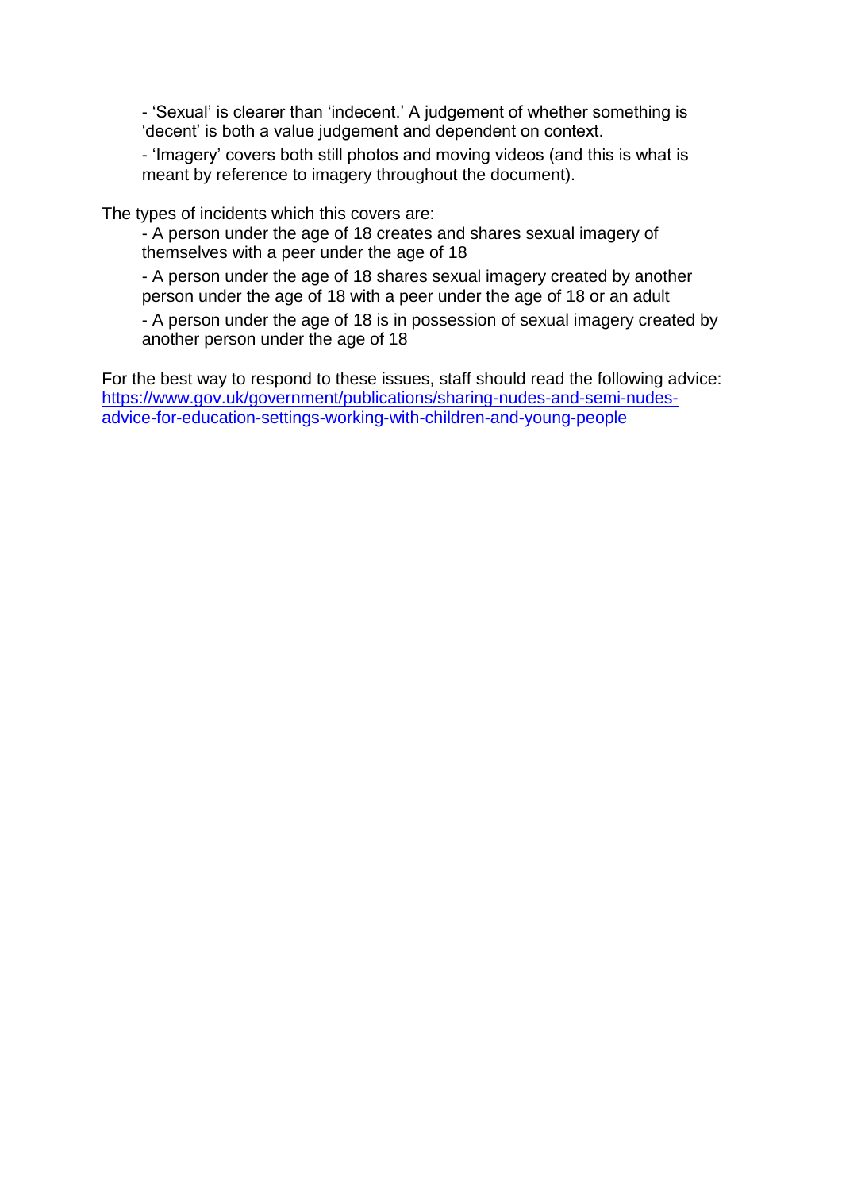- 'Sexual' is clearer than 'indecent.' A judgement of whether something is 'decent' is both a value judgement and dependent on context.

- 'Imagery' covers both still photos and moving videos (and this is what is meant by reference to imagery throughout the document).

The types of incidents which this covers are:

- A person under the age of 18 creates and shares sexual imagery of themselves with a peer under the age of 18

- A person under the age of 18 shares sexual imagery created by another person under the age of 18 with a peer under the age of 18 or an adult

- A person under the age of 18 is in possession of sexual imagery created by another person under the age of 18

For the best way to respond to these issues, staff should read the following advice: [https://www.gov.uk/government/publications/sharing-nudes-and-semi-nudes-advice-for-education-settings-working-with-children-and-young-people](https://www.gov.uk/government/publications/sharing-nudes-and-semi-nudes-advice-for-education-settings-working-with-children-and-young-people)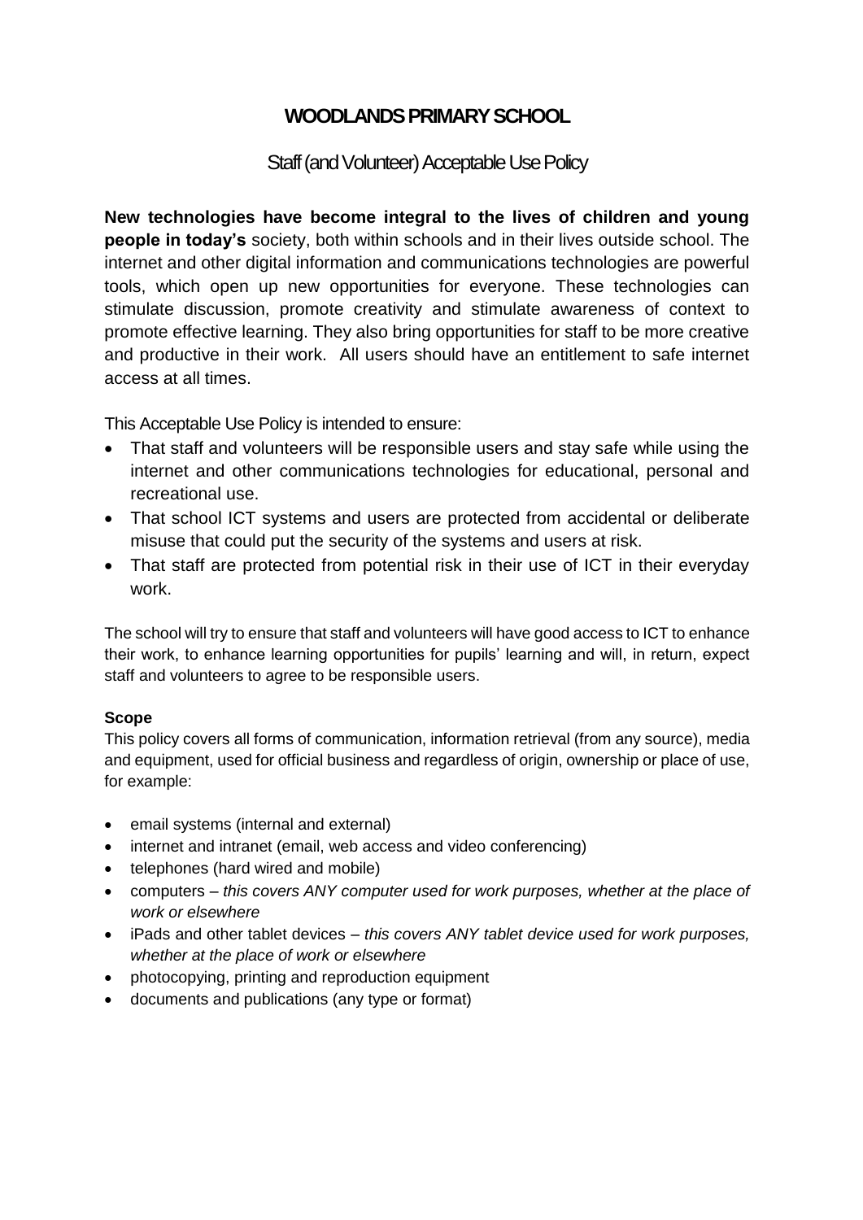# WOODLANDS PRIMARY SCHOOL

## Staff (and Volunteer) Acceptable Use Policy

**New technologies have become integral to the lives of children and young people in today's** society, both within schools and in their lives outside school. The internet and other digital information and communications technologies are powerful tools, which open up new opportunities for everyone. These technologies can stimulate discussion, promote creativity and stimulate awareness of context to promote effective learning. They also bring opportunities for staff to be more creative and productive in their work. All users should have an entitlement to safe internet access at all times.

This Acceptable Use Policy is intended to ensure:

- That staff and volunteers will be responsible users and stay safe while using the internet and other communications technologies for educational, personal and recreational use.
- That school ICT systems and users are protected from accidental or deliberate misuse that could put the security of the systems and users at risk.
- That staff are protected from potential risk in their use of ICT in their everyday work.

The school will try to ensure that staff and volunteers will have good access to ICT to enhance their work, to enhance learning opportunities for pupils' learning and will, in return, expect staff and volunteers to agree to be responsible users.

**Scope**

This policy covers all forms of communication, information retrieval (from any source), media and equipment, used for official business and regardless of origin, ownership or place of use, for example:

- email systems (internal and external)
- internet and intranet (email, web access and video conferencing)
- telephones (hard wired and mobile)
- computers – *this covers ANY computer used for work purposes, whether at the place of work or elsewhere*
- iPads and other tablet devices – *this covers ANY tablet device used for work purposes, whether at the place of work or elsewhere*
- photocopying, printing and reproduction equipment
- documents and publications (any type or format)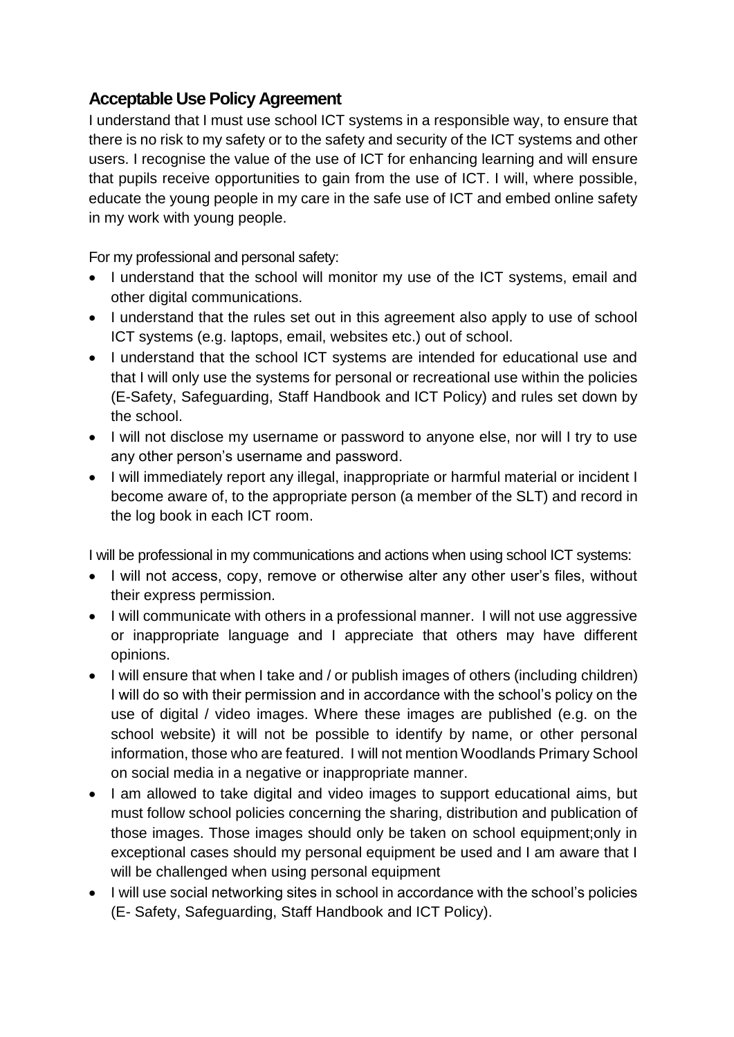## Acceptable Use Policy Agreement

I understand that I must use school ICT systems in a responsible way, to ensure that there is no risk to my safety or to the safety and security of the ICT systems and other users. I recognise the value of the use of ICT for enhancing learning and will ensure that pupils receive opportunities to gain from the use of ICT. I will, where possible, educate the young people in my care in the safe use of ICT and embed online safety in my work with young people.

For my professional and personal safety:

- I understand that the school will monitor my use of the ICT systems, email and other digital communications.
- I understand that the rules set out in this agreement also apply to use of school ICT systems (e.g. laptops, email, websites etc.) out of school.
- I understand that the school ICT systems are intended for educational use and that I will only use the systems for personal or recreational use within the policies (E-Safety, Safeguarding, Staff Handbook and ICT Policy) and rules set down by the school.
- I will not disclose my username or password to anyone else, nor will I try to use any other person's username and password.
- I will immediately report any illegal, inappropriate or harmful material or incident I become aware of, to the appropriate person (a member of the SLT) and record in the log book in each ICT room.

I will be professional in my communications and actions when using school ICT systems:

- I will not access, copy, remove or otherwise alter any other user's files, without their express permission.
- I will communicate with others in a professional manner. I will not use aggressive or inappropriate language and I appreciate that others may have different opinions.
- I will ensure that when I take and / or publish images of others (including children) I will do so with their permission and in accordance with the school's policy on the use of digital / video images. Where these images are published (e.g. on the school website) it will not be possible to identify by name, or other personal information, those who are featured. I will not mention Woodlands Primary School on social media in a negative or inappropriate manner.
- I am allowed to take digital and video images to support educational aims, but must follow school policies concerning the sharing, distribution and publication of those images. Those images should only be taken on school equipment;only in exceptional cases should my personal equipment be used and I am aware that I will be challenged when using personal equipment
- I will use social networking sites in school in accordance with the school's policies (E- Safety, Safeguarding, Staff Handbook and ICT Policy).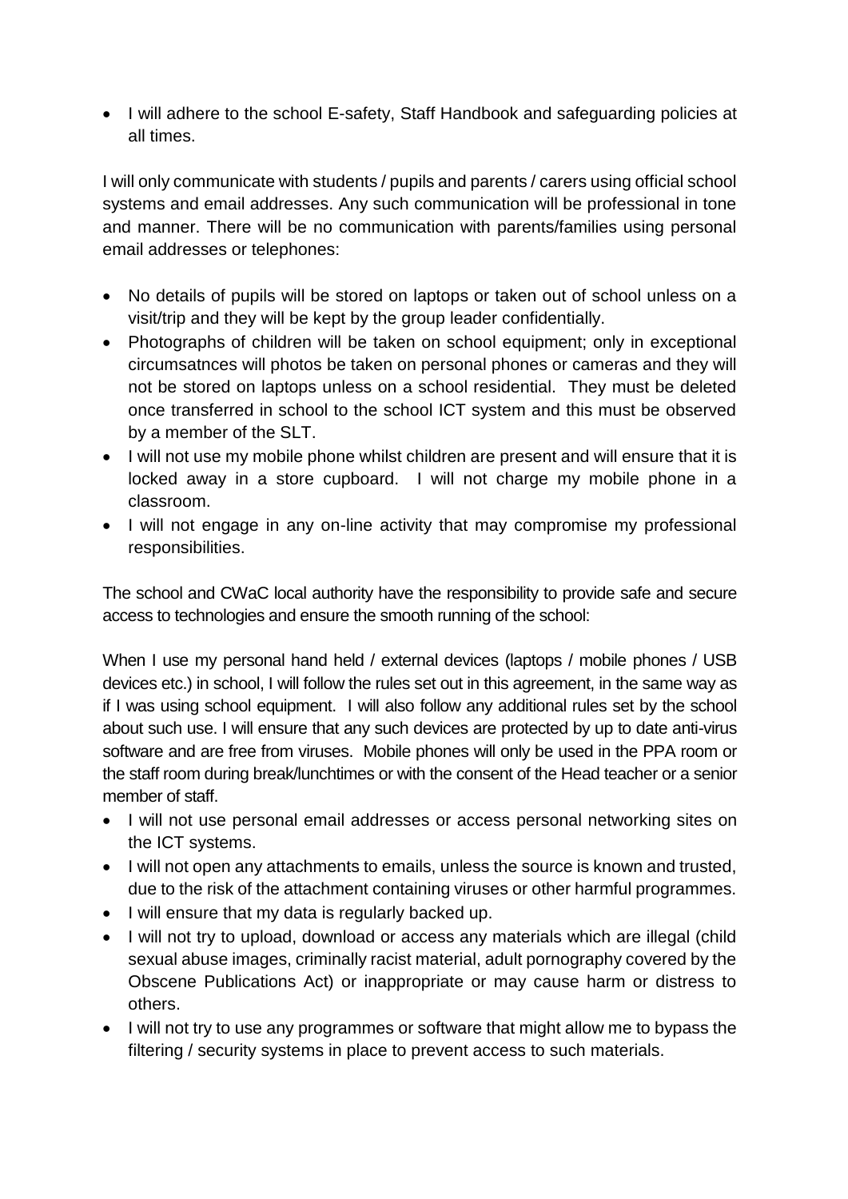- I will adhere to the school E-safety, Staff Handbook and safeguarding policies at all times.

I will only communicate with students / pupils and parents / carers using official school systems and email addresses. Any such communication will be professional in tone and manner. There will be no communication with parents/families using personal email addresses or telephones:

- No details of pupils will be stored on laptops or taken out of school unless on a visit/trip and they will be kept by the group leader confidentially.
- Photographs of children will be taken on school equipment; only in exceptional circumsatnces will photos be taken on personal phones or cameras and they will not be stored on laptops unless on a school residential. They must be deleted once transferred in school to the school ICT system and this must be observed by a member of the SLT.
- I will not use my mobile phone whilst children are present and will ensure that it is locked away in a store cupboard. I will not charge my mobile phone in a classroom.
- I will not engage in any on-line activity that may compromise my professional responsibilities.

The school and CWaC local authority have the responsibility to provide safe and secure access to technologies and ensure the smooth running of the school:

When I use my personal hand held / external devices (laptops / mobile phones / USB devices etc.) in school, I will follow the rules set out in this agreement, in the same way as if I was using school equipment. I will also follow any additional rules set by the school about such use. I will ensure that any such devices are protected by up to date anti-virus software and are free from viruses. Mobile phones will only be used in the PPA room or the staff room during break/lunchtimes or with the consent of the Head teacher or a senior member of staff.

- I will not use personal email addresses or access personal networking sites on the ICT systems.
- I will not open any attachments to emails, unless the source is known and trusted, due to the risk of the attachment containing viruses or other harmful programmes.
- I will ensure that my data is regularly backed up.
- I will not try to upload, download or access any materials which are illegal (child sexual abuse images, criminally racist material, adult pornography covered by the Obscene Publications Act) or inappropriate or may cause harm or distress to others.
- I will not try to use any programmes or software that might allow me to bypass the filtering / security systems in place to prevent access to such materials.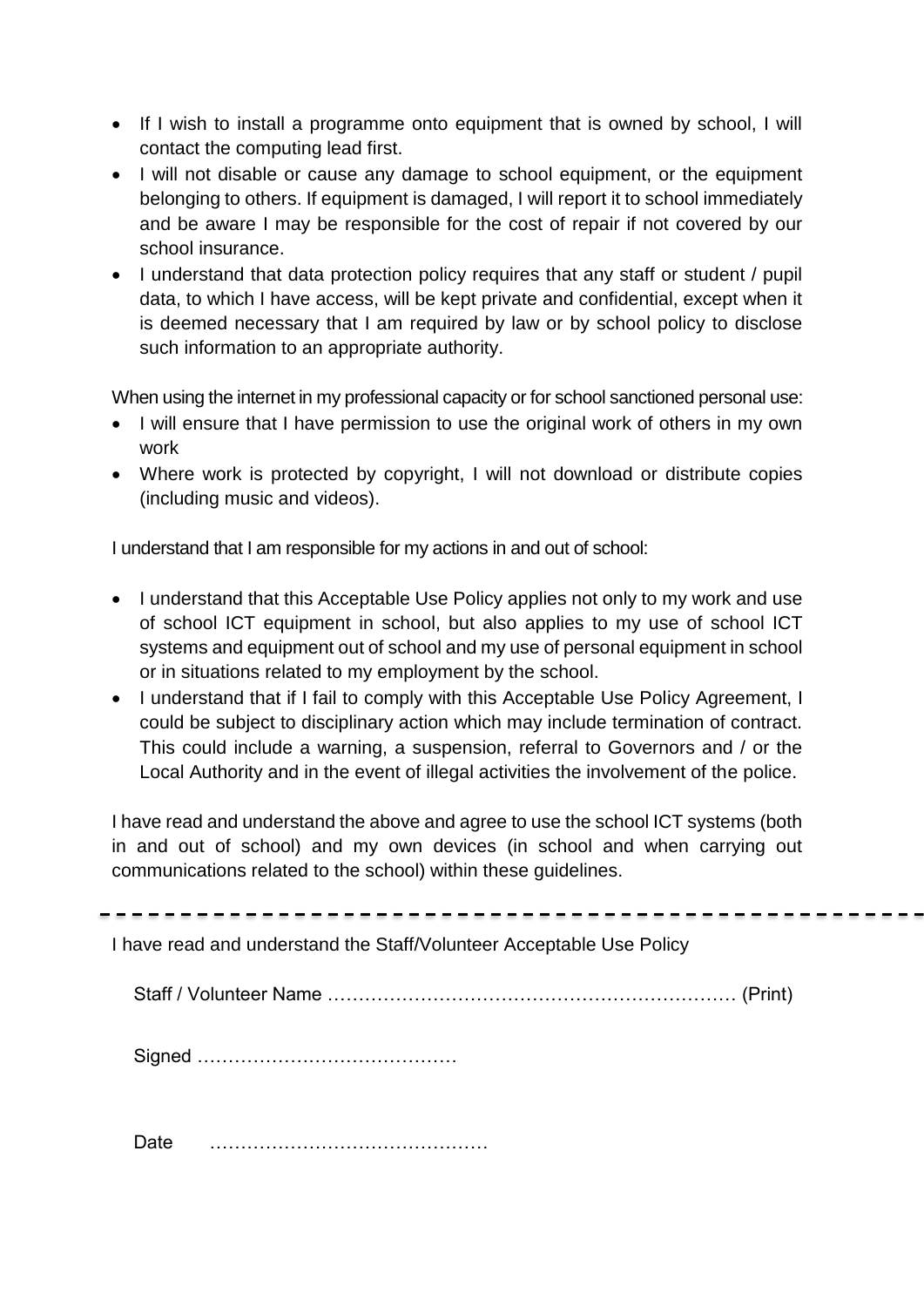- If I wish to install a programme onto equipment that is owned by school, I will contact the computing lead first.
- I will not disable or cause any damage to school equipment, or the equipment belonging to others. If equipment is damaged, I will report it to school immediately and be aware I may be responsible for the cost of repair if not covered by our school insurance.
- I understand that data protection policy requires that any staff or student / pupil data, to which I have access, will be kept private and confidential, except when it is deemed necessary that I am required by law or by school policy to disclose such information to an appropriate authority.

When using the internet in my professional capacity or for school sanctioned personal use:

- I will ensure that I have permission to use the original work of others in my own work
- Where work is protected by copyright, I will not download or distribute copies (including music and videos).

I understand that I am responsible for my actions in and out of school:

- I understand that this Acceptable Use Policy applies not only to my work and use of school ICT equipment in school, but also applies to my use of school ICT systems and equipment out of school and my use of personal equipment in school or in situations related to my employment by the school.
- I understand that if I fail to comply with this Acceptable Use Policy Agreement, I could be subject to disciplinary action which may include termination of contract. This could include a warning, a suspension, referral to Governors and / or the Local Authority and in the event of illegal activities the involvement of the police.

I have read and understand the above and agree to use the school ICT systems (both in and out of school) and my own devices (in school and when carrying out communications related to the school) within these guidelines.

---

I have read and understand the Staff/Volunteer Acceptable Use Policy

Staff / Volunteer Name ………………………………………………………… (Print)

Signed ……………………………………

Date ………………………………………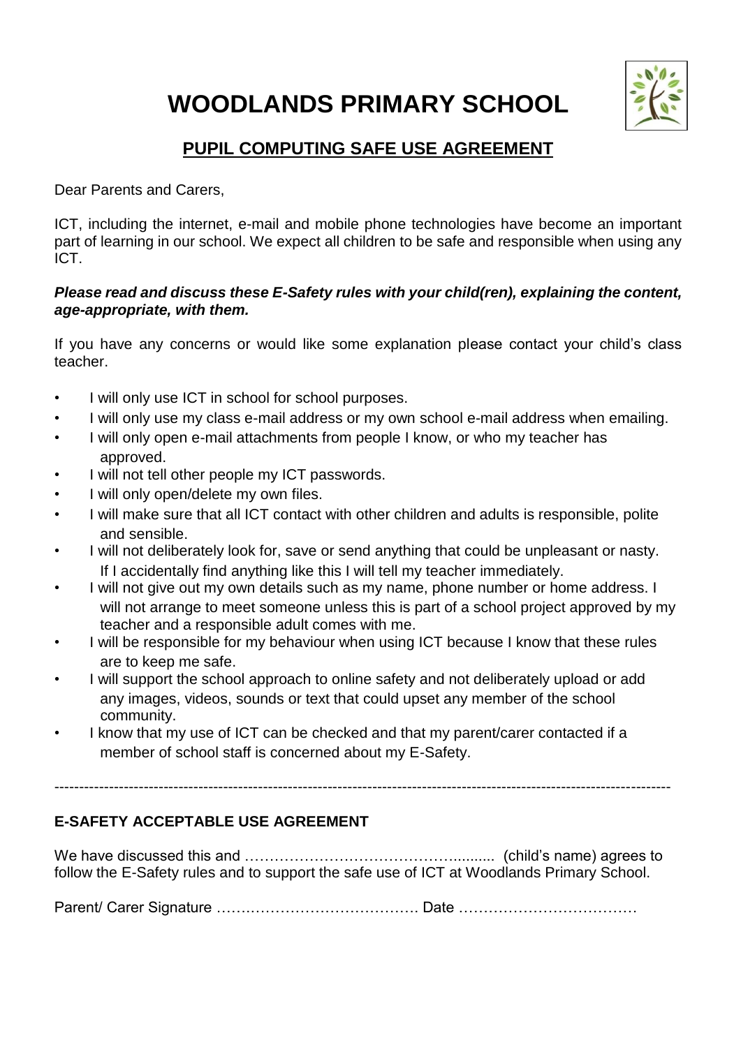# WOODLANDS PRIMARY SCHOOL

## PUPIL COMPUTING SAFE USE AGREEMENT

Dear Parents and Carers,

ICT, including the internet, e-mail and mobile phone technologies have become an important part of learning in our school. We expect all children to be safe and responsible when using any ICT.

***Please read and discuss these E-Safety rules with your child(ren), explaining the content, age-appropriate, with them.***

If you have any concerns or would like some explanation please contact your child's class teacher.

- I will only use ICT in school for school purposes.
- I will only use my class e-mail address or my own school e-mail address when emailing.
- I will only open e-mail attachments from people I know, or who my teacher has approved.
- I will not tell other people my ICT passwords.
- I will only open/delete my own files.
- I will make sure that all ICT contact with other children and adults is responsible, polite and sensible.
- I will not deliberately look for, save or send anything that could be unpleasant or nasty. If I accidentally find anything like this I will tell my teacher immediately.
- I will not give out my own details such as my name, phone number or home address. I will not arrange to meet someone unless this is part of a school project approved by my teacher and a responsible adult comes with me.
- I will be responsible for my behaviour when using ICT because I know that these rules are to keep me safe.
- I will support the school approach to online safety and not deliberately upload or add any images, videos, sounds or text that could upset any member of the school community.
- I know that my use of ICT can be checked and that my parent/carer contacted if a member of school staff is concerned about my E-Safety.

---

**E-SAFETY ACCEPTABLE USE AGREEMENT**

We have discussed this and ……………………………………......... (child's name) agrees to follow the E-Safety rules and to support the safe use of ICT at Woodlands Primary School.

Parent/ Carer Signature ……………………………………. Date ………………………………